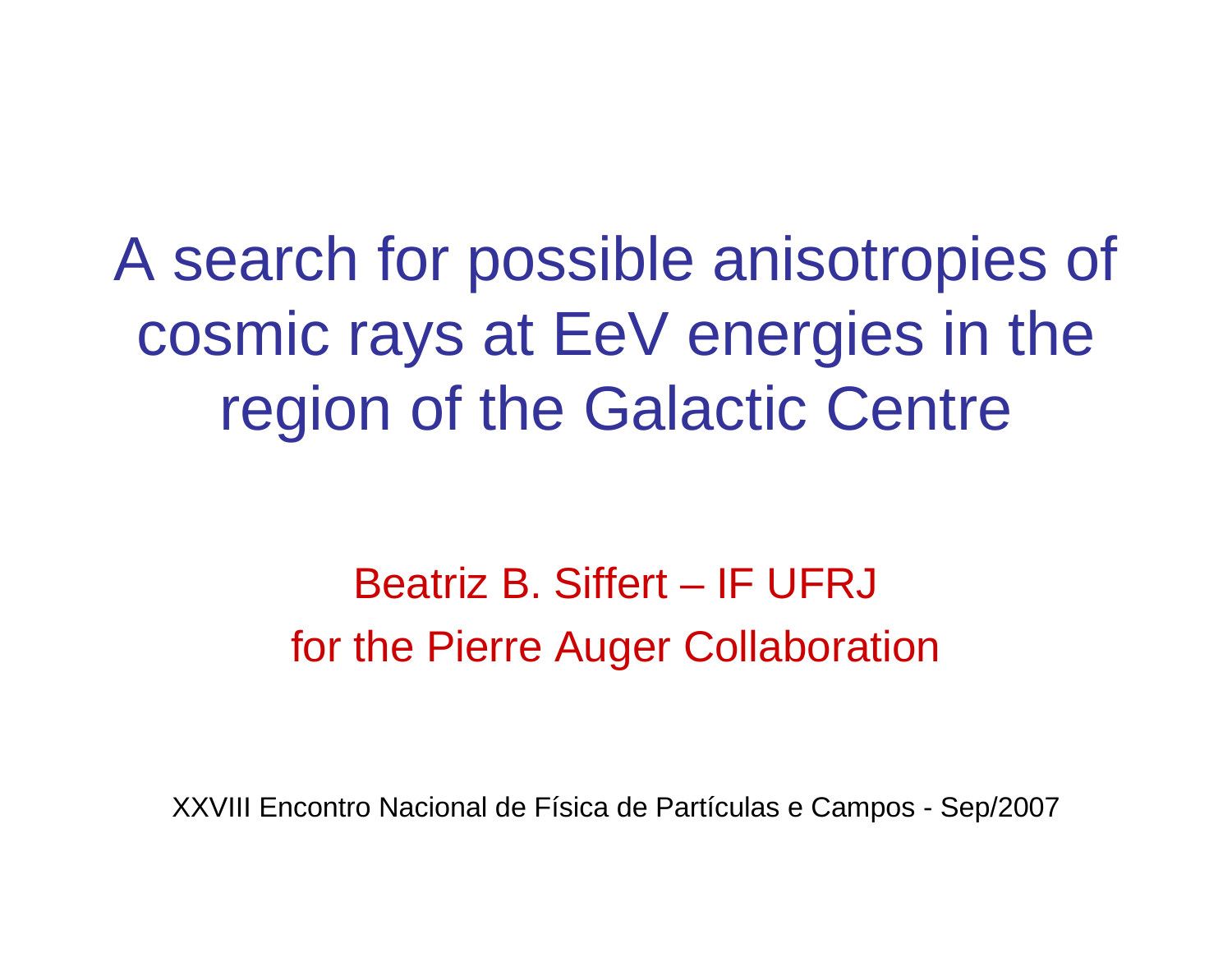# A search for possible anisotropies of cosmic rays at EeV energies in the region of the Galactic Centre

Beatriz B. Siffert – IF UFRJ

for the Pierre Auger Collaboration

XXVIII Encontro Nacional de Física de Partículas e Campos - Sep/2007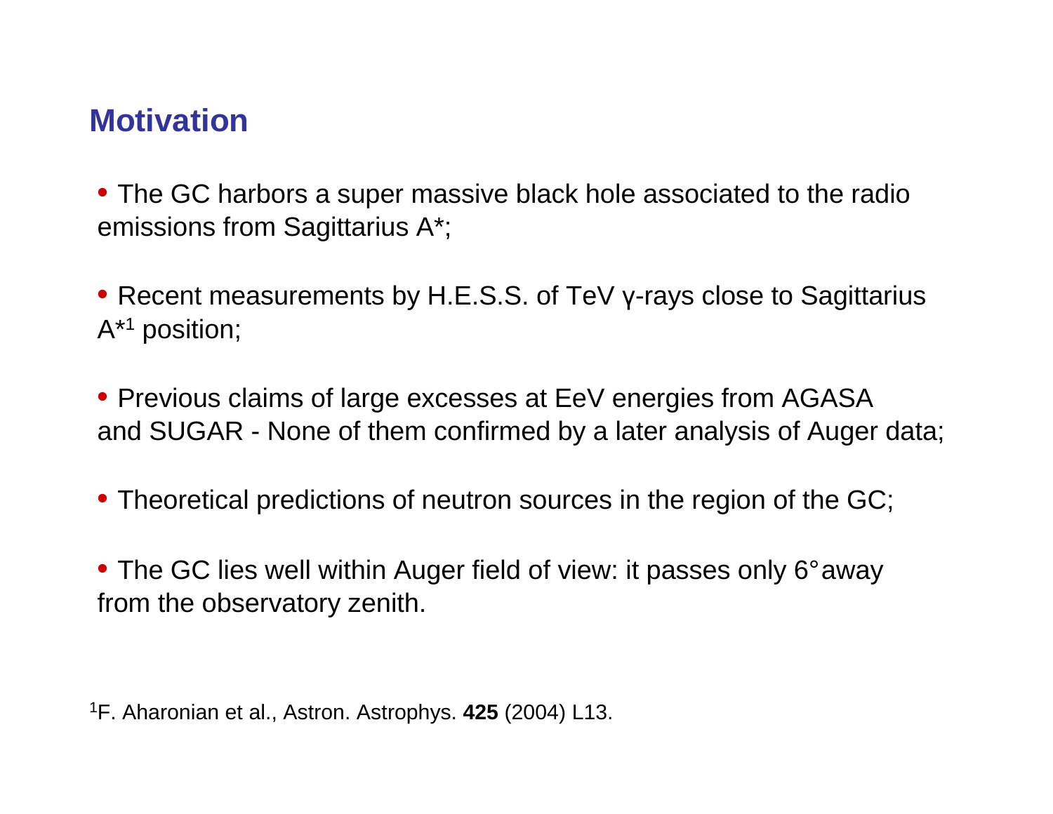## Motivation

- The GC harbors a super massive black hole associated to the radio emissions from Sagittarius A*;
- Recent measurements by H.E.S.S. of TeV γ-rays close to Sagittarius A*[1] position;
- Previous claims of large excesses at EeV energies from AGASA and SUGAR - None of them confirmed by a later analysis of Auger data;
- Theoretical predictions of neutron sources in the region of the GC;
- The GC lies well within Auger field of view: it passes only 6° away from the observatory zenith.

[1]F. Aharonian et al., Astron. Astrophys. **425** (2004) L13.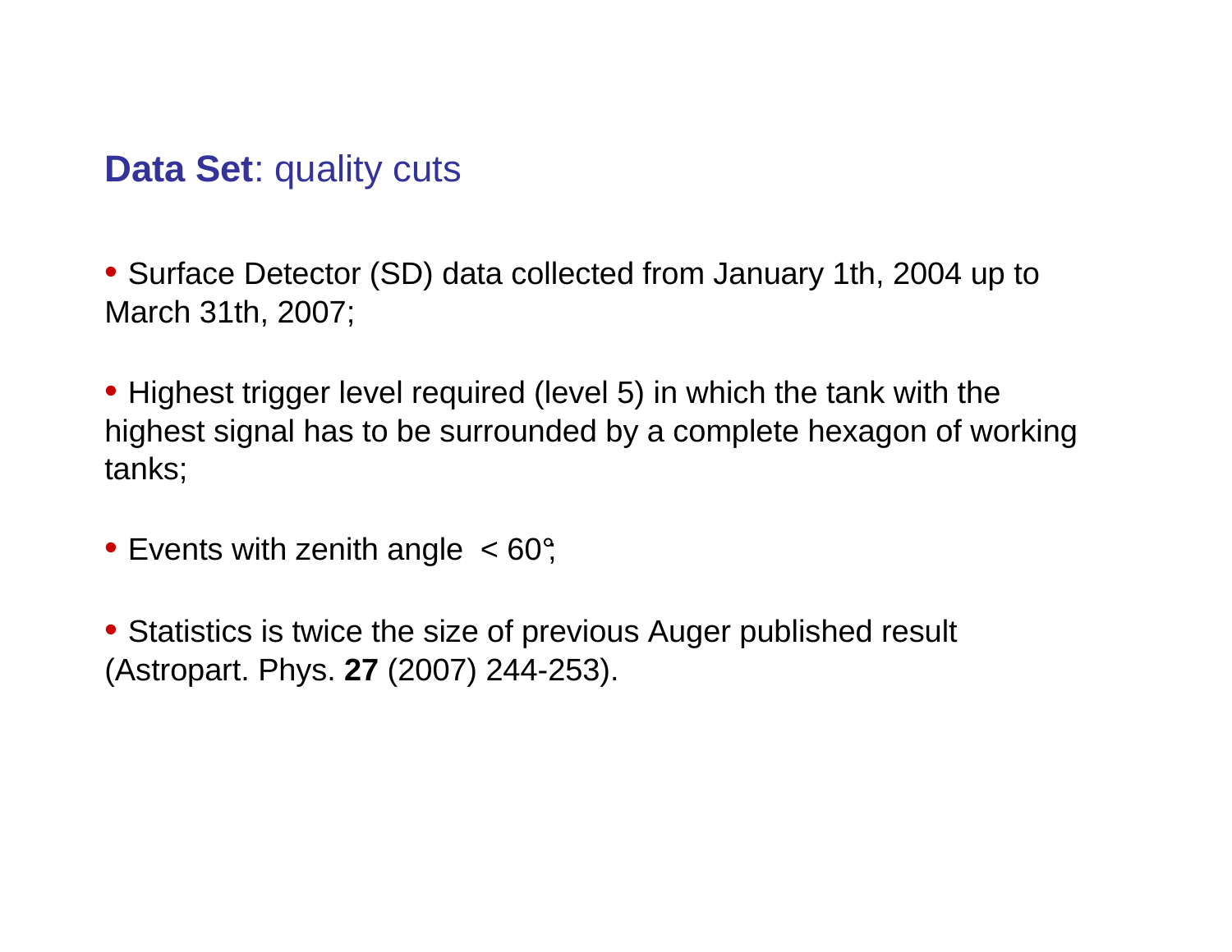## **Data Set**: quality cuts

- Surface Detector (SD) data collected from January 1th, 2004 up to March 31th, 2007;

- Highest trigger level required (level 5) in which the tank with the highest signal has to be surrounded by a complete hexagon of working tanks;

- Events with zenith angle $< 60°$;

- Statistics is twice the size of previous Auger published result (Astropart. Phys. **27** (2007) 244-253).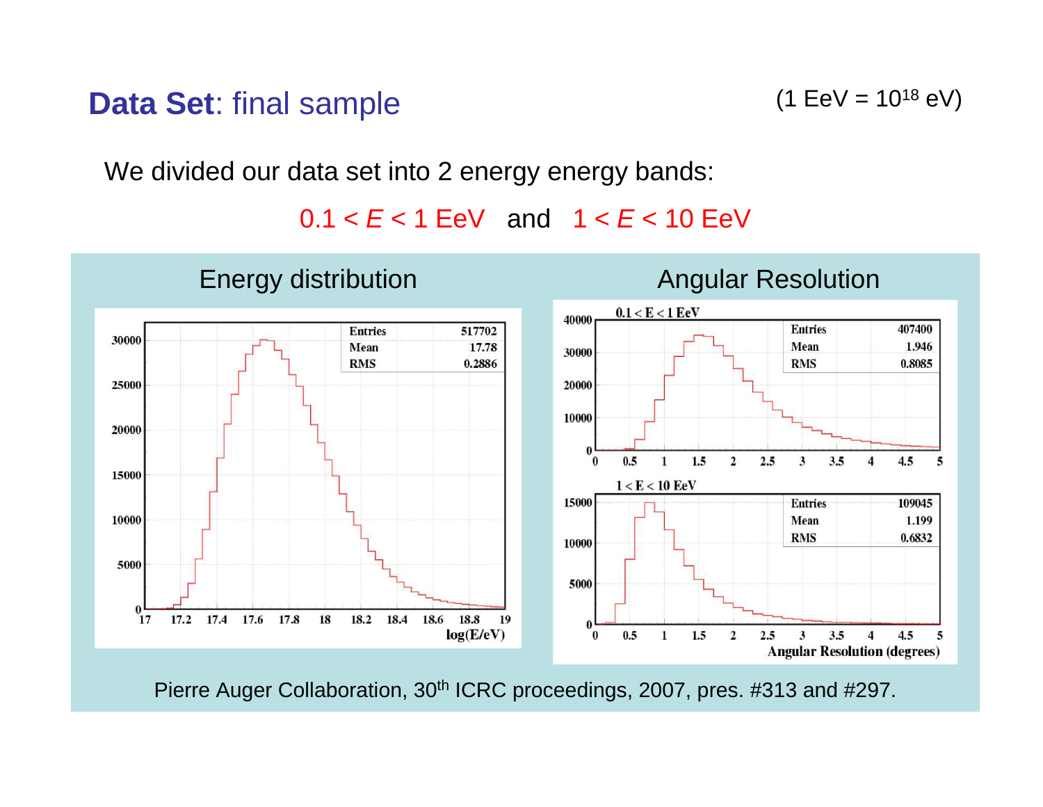# **Data Set**: final sample

(1 EeV = $10^{18}$ eV)

We divided our data set into 2 energy energy bands:

$0.1 < E < 1$ EeV and $1 < E < 10$ EeV

Energy distribution

Angular Resolution

Pierre Auger Collaboration, 30th ICRC proceedings, 2007, pres. #313 and #297.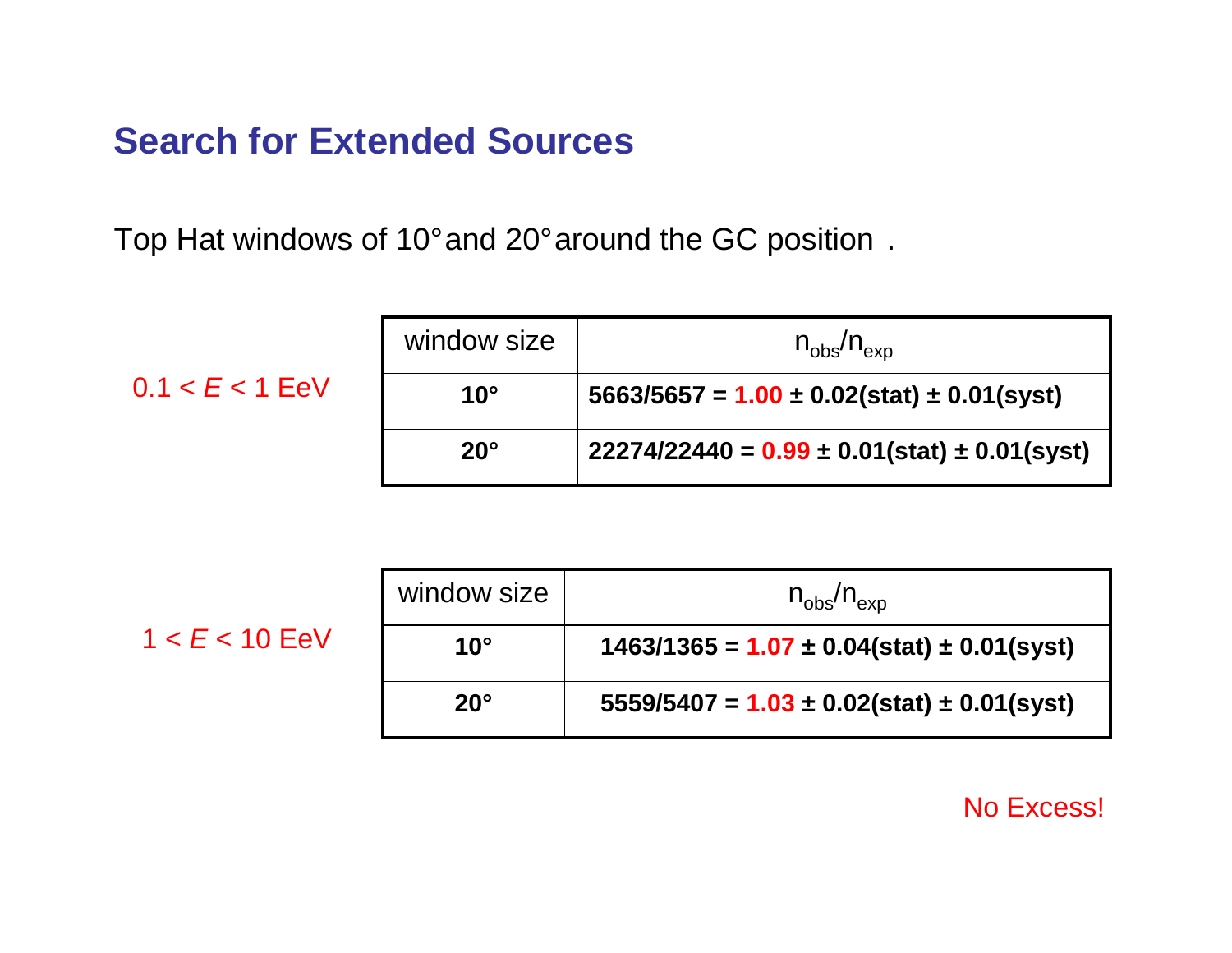# Search for Extended Sources

Top Hat windows of 10° and 20° around the GC position .

$0.1 < E < 1$ EeV

| window size | $n_{obs}/n_{exp}$ |
|---|---|
| **10°** | **5663/5657 = 1.00 ± 0.02(stat) ± 0.01(syst)** |
| **20°** | **22274/22440 = 0.99 ± 0.01(stat) ± 0.01(syst)** |

$1 < E < 10$ EeV

| window size | $n_{obs}/n_{exp}$ |
|---|---|
| **10°** | **1463/1365 = 1.07 ± 0.04(stat) ± 0.01(syst)** |
| **20°** | **5559/5407 = 1.03 ± 0.02(stat) ± 0.01(syst)** |

No Excess!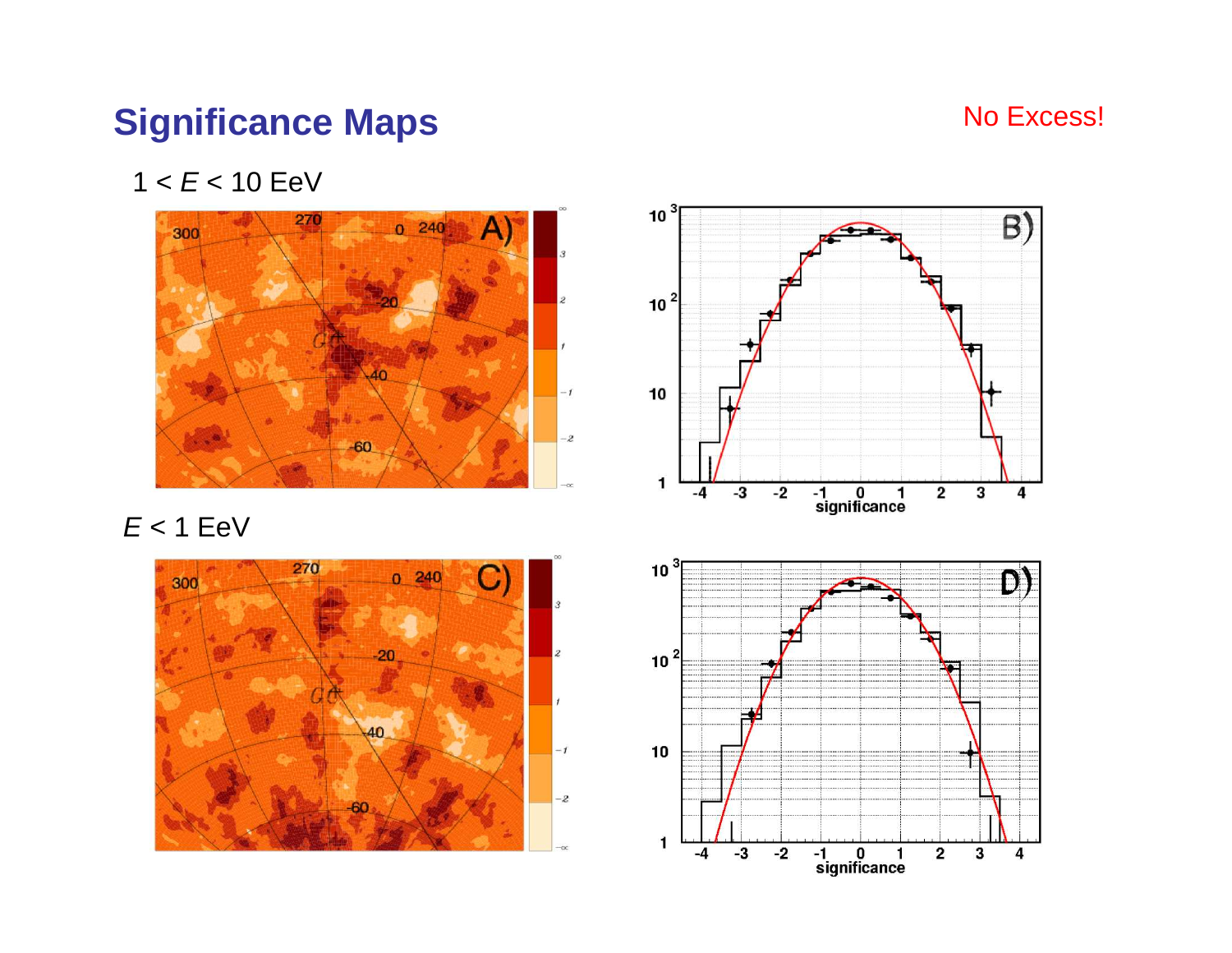# Significance Maps

No Excess!

$1 < E < 10$ EeV

$E < 1$ EeV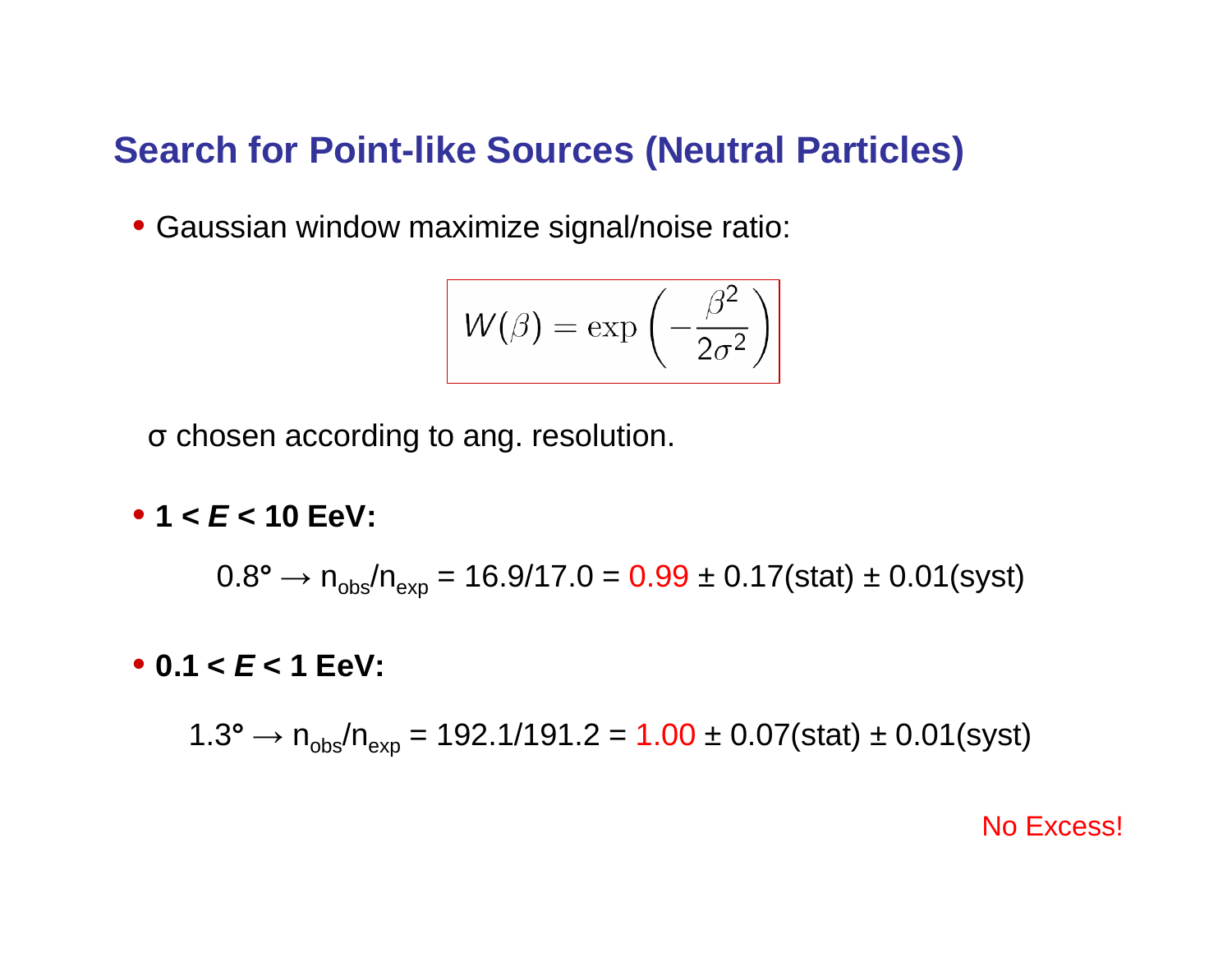## Search for Point-like Sources (Neutral Particles)

- Gaussian window maximize signal/noise ratio:

$$W(\beta) = \exp\left(-\frac{\beta^2}{2\sigma^2}\right)$$

$\sigma$ chosen according to ang. resolution.

- **1 < *E* < 10 EeV:**

  $0.8° \rightarrow n_{obs}/n_{exp} = 16.9/17.0 = 0.99 \pm 0.17(\text{stat}) \pm 0.01(\text{syst})$

- **0.1 < *E* < 1 EeV:**

  $1.3° \rightarrow n_{obs}/n_{exp} = 192.1/191.2 = 1.00 \pm 0.07(\text{stat}) \pm 0.01(\text{syst})$

No Excess!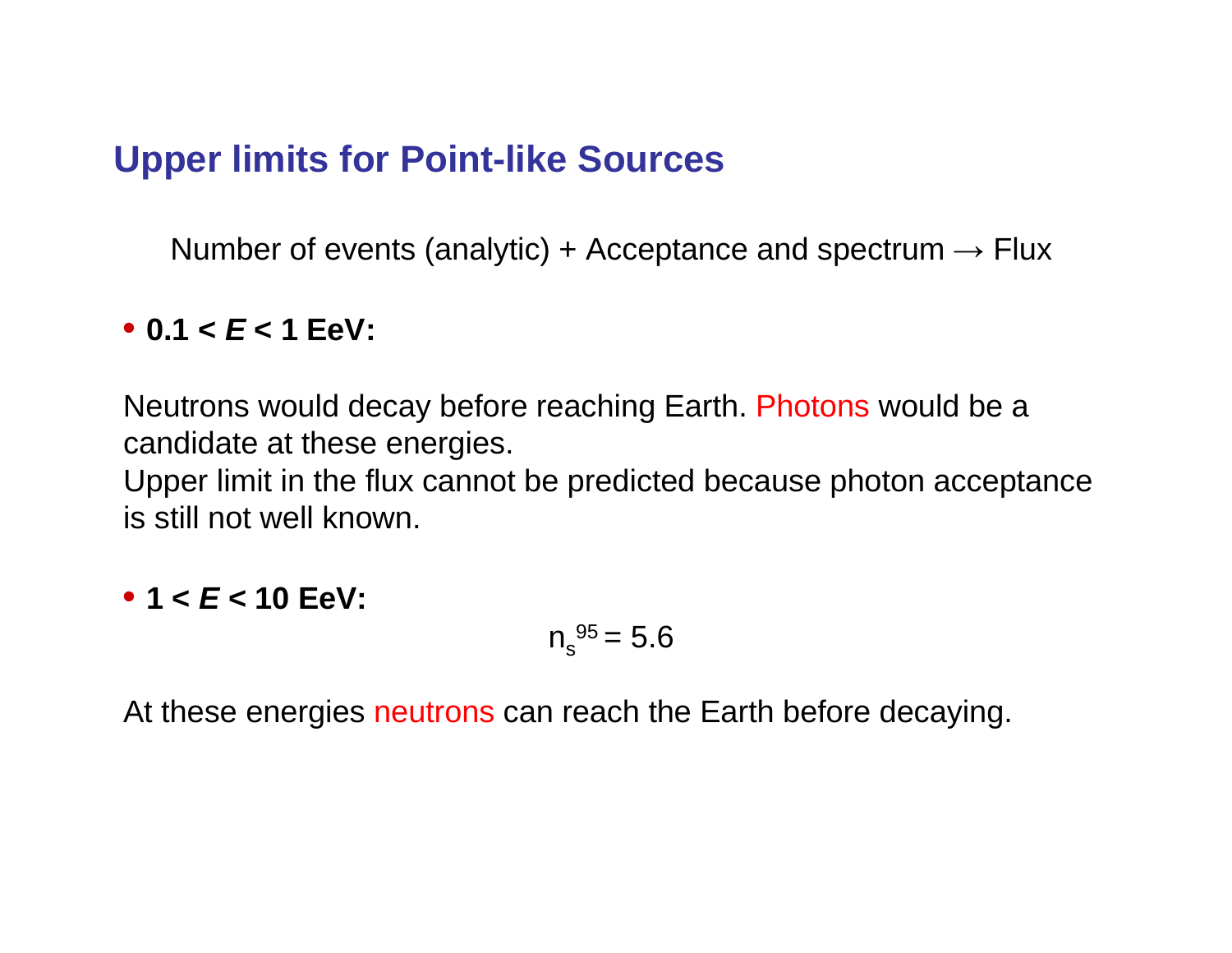## Upper limits for Point-like Sources

Number of events (analytic) + Acceptance and spectrum → Flux

- **0.1 < *E* < 1 EeV:**

Neutrons would decay before reaching Earth. Photons would be a candidate at these energies.
Upper limit in the flux cannot be predicted because photon acceptance is still not well known.

- **1 < *E* < 10 EeV:**

$$n_s^{95} = 5.6$$

At these energies neutrons can reach the Earth before decaying.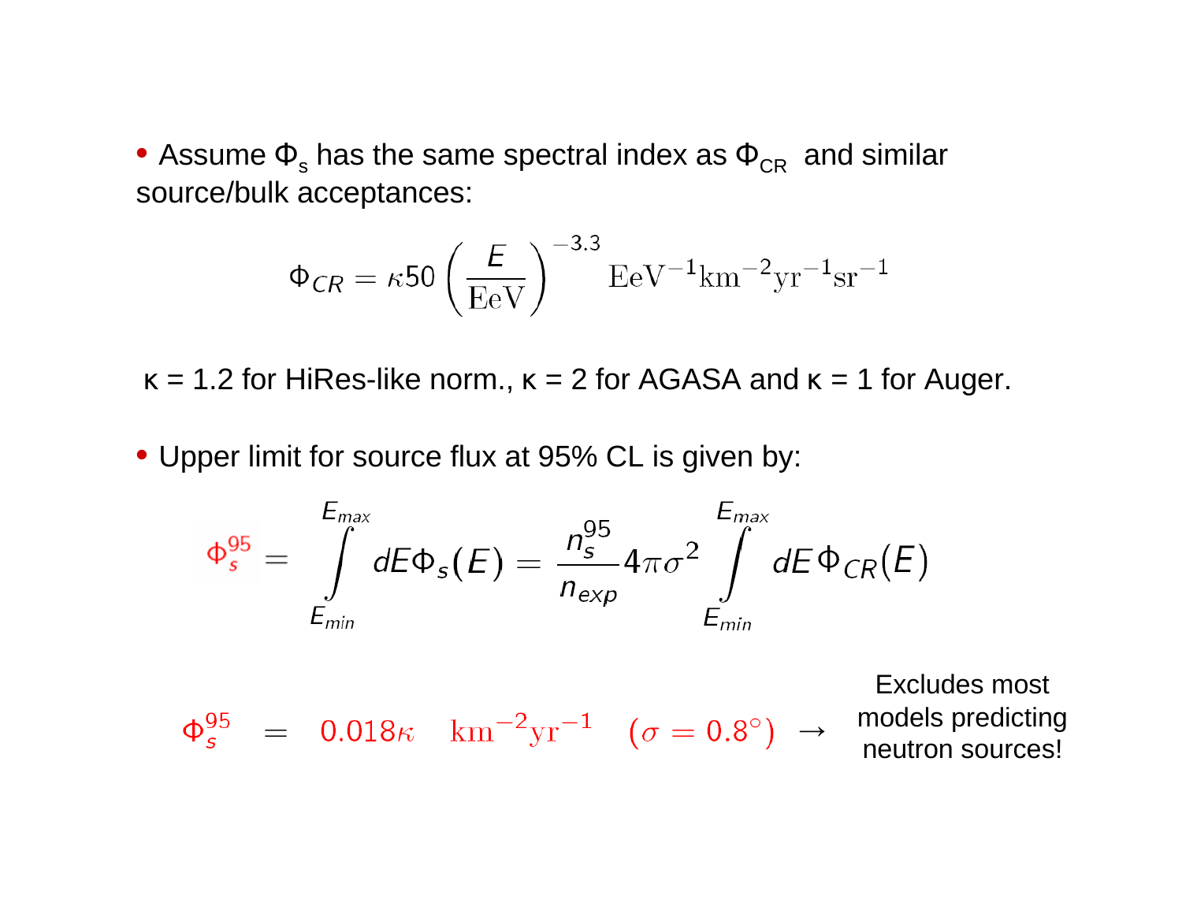- Assume $\Phi_s$ has the same spectral index as $\Phi_{CR}$ and similar source/bulk acceptances:

$$\Phi_{CR} = \kappa 50 \left(\frac{E}{\mathrm{EeV}}\right)^{-3.3} \mathrm{EeV}^{-1}\mathrm{km}^{-2}\mathrm{yr}^{-1}\mathrm{sr}^{-1}$$

κ = 1.2 for HiRes-like norm., κ = 2 for AGASA and κ = 1 for Auger.

- Upper limit for source flux at 95% CL is given by:

$$\Phi_s^{95} = \int_{E_{min}}^{E_{max}} dE \Phi_s(E) = \frac{n_s^{95}}{n_{exp}} 4\pi\sigma^2 \int_{E_{min}}^{E_{max}} dE\, \Phi_{CR}(E)$$

$$\Phi_s^{95} = 0.018\kappa \quad \mathrm{km}^{-2}\mathrm{yr}^{-1} \quad (\sigma = 0.8^\circ) \rightarrow$$

Excludes most models predicting neutron sources!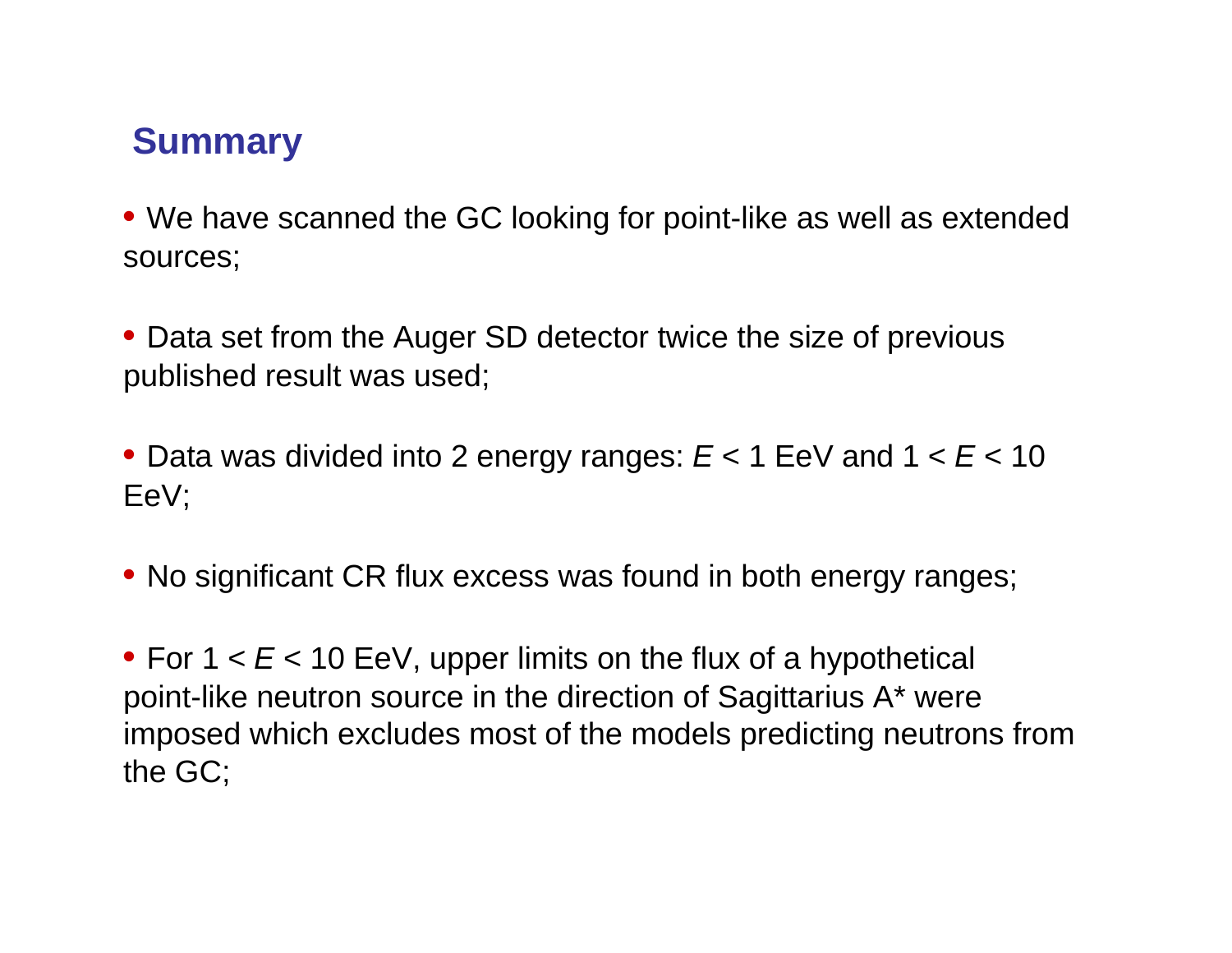## Summary

- We have scanned the GC looking for point-like as well as extended sources;

- Data set from the Auger SD detector twice the size of previous published result was used;

- Data was divided into 2 energy ranges: $E < 1$ EeV and $1 < E < 10$ EeV;

- No significant CR flux excess was found in both energy ranges;

- For $1 < E < 10$ EeV, upper limits on the flux of a hypothetical point-like neutron source in the direction of Sagittarius A* were imposed which excludes most of the models predicting neutrons from the GC;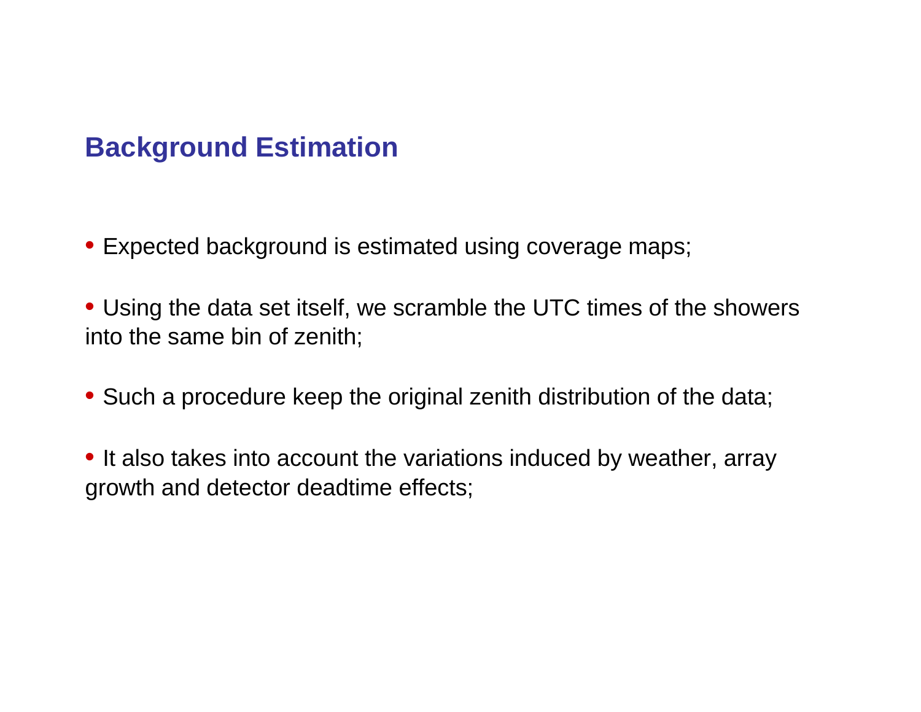## Background Estimation

- Expected background is estimated using coverage maps;
- Using the data set itself, we scramble the UTC times of the showers into the same bin of zenith;
- Such a procedure keep the original zenith distribution of the data;
- It also takes into account the variations induced by weather, array growth and detector deadtime effects;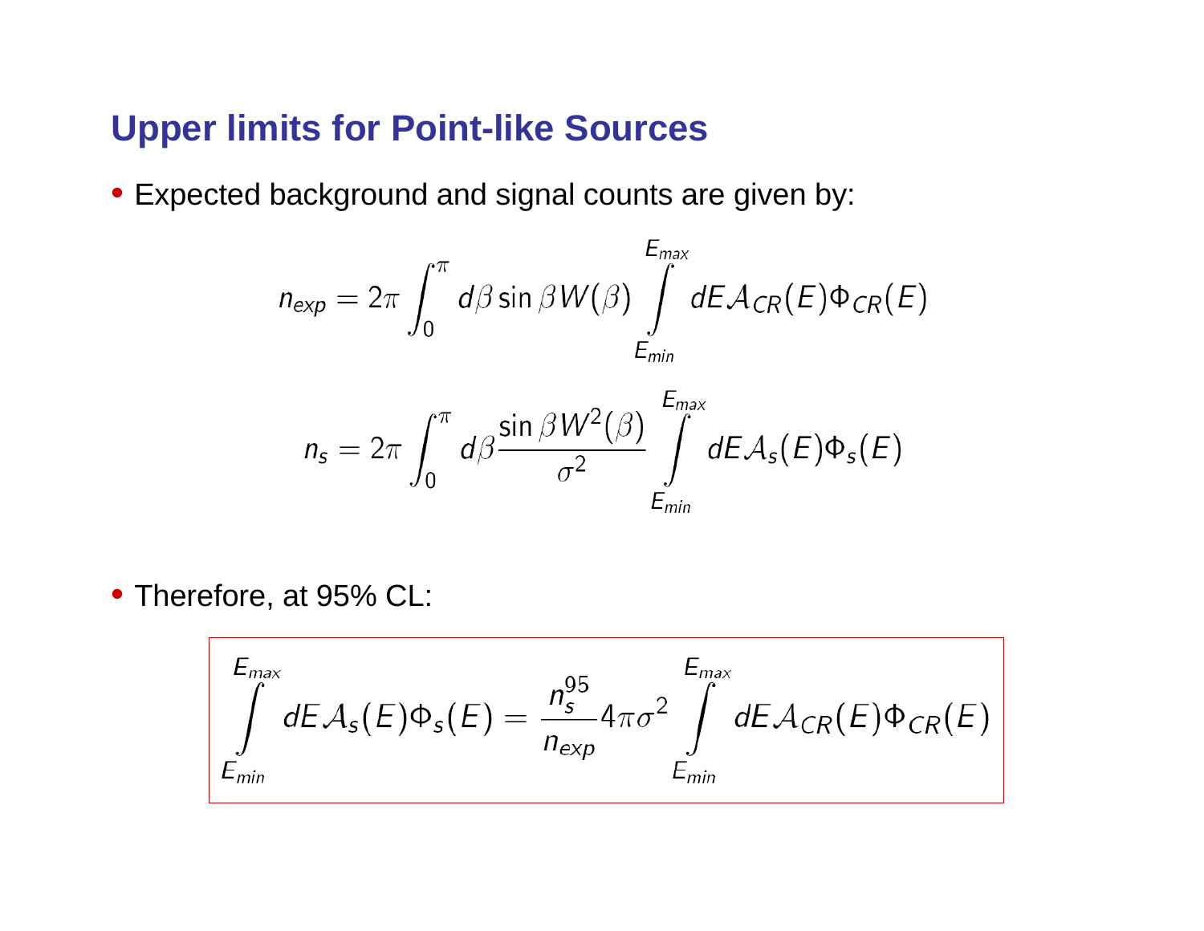## Upper limits for Point-like Sources

- Expected background and signal counts are given by:

$$n_{exp} = 2\pi \int_0^{\pi} d\beta \sin\beta W(\beta) \int_{E_{min}}^{E_{max}} dE \mathcal{A}_{CR}(E) \Phi_{CR}(E)$$

$$n_s = 2\pi \int_0^{\pi} d\beta \frac{\sin\beta W^2(\beta)}{\sigma^2} \int_{E_{min}}^{E_{max}} dE \mathcal{A}_s(E) \Phi_s(E)$$

- Therefore, at 95% CL:

$$\int_{E_{min}}^{E_{max}} dE \mathcal{A}_s(E) \Phi_s(E) = \frac{n_s^{95}}{n_{exp}} 4\pi\sigma^2 \int_{E_{min}}^{E_{max}} dE \mathcal{A}_{CR}(E) \Phi_{CR}(E)$$